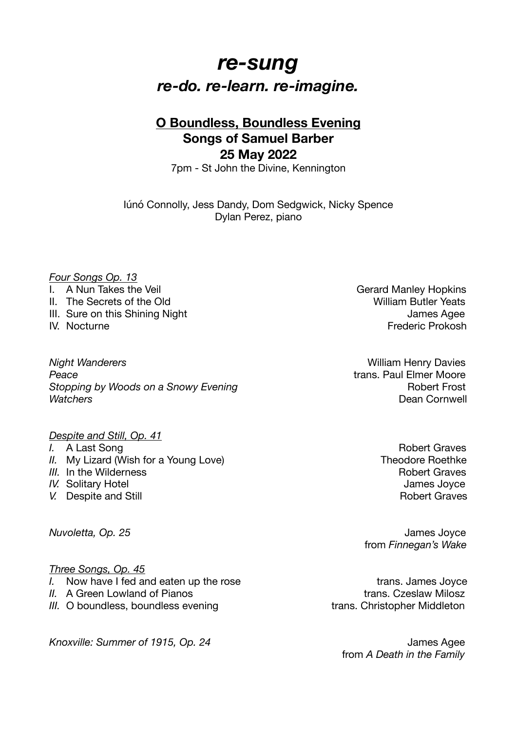# *re-sung*

## *re-do. re-learn. re-imagine.*

### **O Boundless, Boundless Evening**

### **Songs of Samuel Barber**

### **25 May 2022**

7pm - St John the Divine, Kennington

Iúnó Connolly, Jess Dandy, Dom Sedgwick, Nicky Spence
Dylan Perez, piano

*Four Songs Op. 13*

I. A Nun Takes the Veil — Gerard Manley Hopkins
II. The Secrets of the Old — William Butler Yeats
III. Sure on this Shining Night — James Agee
IV. Nocturne — Frederic Prokosh

*Night Wanderers* — William Henry Davies
*Peace* — trans. Paul Elmer Moore
*Stopping by Woods on a Snowy Evening* — Robert Frost
*Watchers* — Dean Cornwell

*Despite and Still, Op. 41*

*I.* A Last Song — Robert Graves
*II.* My Lizard (Wish for a Young Love) — Theodore Roethke
*III.* In the Wilderness — Robert Graves
*IV.* Solitary Hotel — James Joyce
*V.* Despite and Still — Robert Graves

*Nuvoletta, Op. 25* — James Joyce
from *Finnegan's Wake*

*Three Songs, Op. 45*

*I.* Now have I fed and eaten up the rose — trans. James Joyce
*II.* A Green Lowland of Pianos — trans. Czeslaw Milosz
*III.* O boundless, boundless evening — trans. Christopher Middleton

*Knoxville: Summer of 1915, Op. 24* — James Agee
from *A Death in the Family*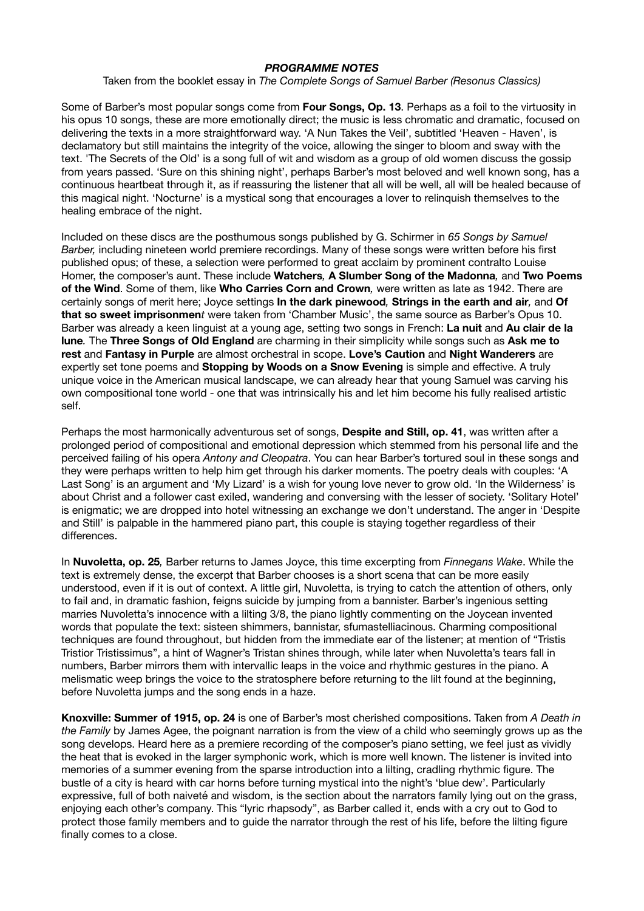***PROGRAMME NOTES***

Taken from the booklet essay in *The Complete Songs of Samuel Barber (Resonus Classics)*

Some of Barber's most popular songs come from **Four Songs, Op. 13**. Perhaps as a foil to the virtuosity in his opus 10 songs, these are more emotionally direct; the music is less chromatic and dramatic, focused on delivering the texts in a more straightforward way. 'A Nun Takes the Veil', subtitled 'Heaven - Haven', is declamatory but still maintains the integrity of the voice, allowing the singer to bloom and sway with the text. 'The Secrets of the Old' is a song full of wit and wisdom as a group of old women discuss the gossip from years passed. 'Sure on this shining night', perhaps Barber's most beloved and well known song, has a continuous heartbeat through it, as if reassuring the listener that all will be well, all will be healed because of this magical night. 'Nocturne' is a mystical song that encourages a lover to relinquish themselves to the healing embrace of the night.

Included on these discs are the posthumous songs published by G. Schirmer in *65 Songs by Samuel Barber,* including nineteen world premiere recordings. Many of these songs were written before his first published opus; of these, a selection were performed to great acclaim by prominent contralto Louise Homer, the composer's aunt. These include **Watchers***,* **A Slumber Song of the Madonna***,* and **Two Poems of the Wind**. Some of them, like **Who Carries Corn and Crown***,* were written as late as 1942. There are certainly songs of merit here; Joyce settings **In the dark pinewood***,* **Strings in the earth and air***,* and **Of that so sweet imprisonmen*t*** were taken from 'Chamber Music', the same source as Barber's Opus 10. Barber was already a keen linguist at a young age, setting two songs in French: **La nuit** and **Au clair de la lune***.* The **Three Songs of Old England** are charming in their simplicity while songs such as **Ask me to rest** and **Fantasy in Purple** are almost orchestral in scope. **Love's Caution** and **Night Wanderers** are expertly set tone poems and **Stopping by Woods on a Snow Evening** is simple and effective. A truly unique voice in the American musical landscape, we can already hear that young Samuel was carving his own compositional tone world - one that was intrinsically his and let him become his fully realised artistic self.

Perhaps the most harmonically adventurous set of songs, **Despite and Still, op. 41**, was written after a prolonged period of compositional and emotional depression which stemmed from his personal life and the perceived failing of his opera *Antony and Cleopatra*. You can hear Barber's tortured soul in these songs and they were perhaps written to help him get through his darker moments. The poetry deals with couples: 'A Last Song' is an argument and 'My Lizard' is a wish for young love never to grow old. 'In the Wilderness' is about Christ and a follower cast exiled, wandering and conversing with the lesser of society. 'Solitary Hotel' is enigmatic; we are dropped into hotel witnessing an exchange we don't understand. The anger in 'Despite and Still' is palpable in the hammered piano part, this couple is staying together regardless of their differences.

In **Nuvoletta, op. 25***,* Barber returns to James Joyce, this time excerpting from *Finnegans Wake*. While the text is extremely dense, the excerpt that Barber chooses is a short scena that can be more easily understood, even if it is out of context. A little girl, Nuvoletta, is trying to catch the attention of others, only to fail and, in dramatic fashion, feigns suicide by jumping from a bannister. Barber's ingenious setting marries Nuvoletta's innocence with a lilting 3/8, the piano lightly commenting on the Joycean invented words that populate the text: sisteen shimmers, bannistar, sfumastelliacinous. Charming compositional techniques are found throughout, but hidden from the immediate ear of the listener; at mention of "Tristis Tristior Tristissimus", a hint of Wagner's Tristan shines through, while later when Nuvoletta's tears fall in numbers, Barber mirrors them with intervallic leaps in the voice and rhythmic gestures in the piano. A melismatic weep brings the voice to the stratosphere before returning to the lilt found at the beginning, before Nuvoletta jumps and the song ends in a haze.

**Knoxville: Summer of 1915, op. 24** is one of Barber's most cherished compositions. Taken from *A Death in the Family* by James Agee, the poignant narration is from the view of a child who seemingly grows up as the song develops. Heard here as a premiere recording of the composer's piano setting, we feel just as vividly the heat that is evoked in the larger symphonic work, which is more well known. The listener is invited into memories of a summer evening from the sparse introduction into a lilting, cradling rhythmic figure. The bustle of a city is heard with car horns before turning mystical into the night's 'blue dew'. Particularly expressive, full of both naiveté and wisdom, is the section about the narrators family lying out on the grass, enjoying each other's company. This "lyric rhapsody", as Barber called it, ends with a cry out to God to protect those family members and to guide the narrator through the rest of his life, before the lilting figure finally comes to a close.